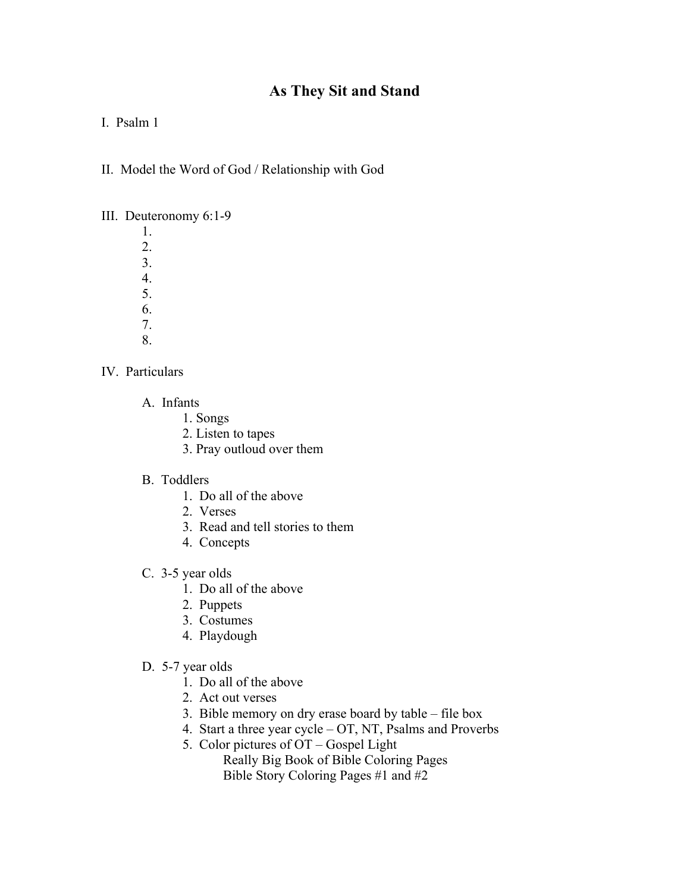# As They Sit and Stand

I. Psalm 1

II. Model the Word of God / Relationship with God

III. Deuteronomy 6:1-9

1.
2.
3.
4.
5.
6.
7.
8.

IV. Particulars

A. Infants

1. Songs
2. Listen to tapes
3. Pray outloud over them

B. Toddlers

1. Do all of the above
2. Verses
3. Read and tell stories to them
4. Concepts

C. 3-5 year olds

1. Do all of the above
2. Puppets
3. Costumes
4. Playdough

D. 5-7 year olds

1. Do all of the above
2. Act out verses
3. Bible memory on dry erase board by table – file box
4. Start a three year cycle – OT, NT, Psalms and Proverbs
5. Color pictures of OT – Gospel Light
   Really Big Book of Bible Coloring Pages
   Bible Story Coloring Pages #1 and #2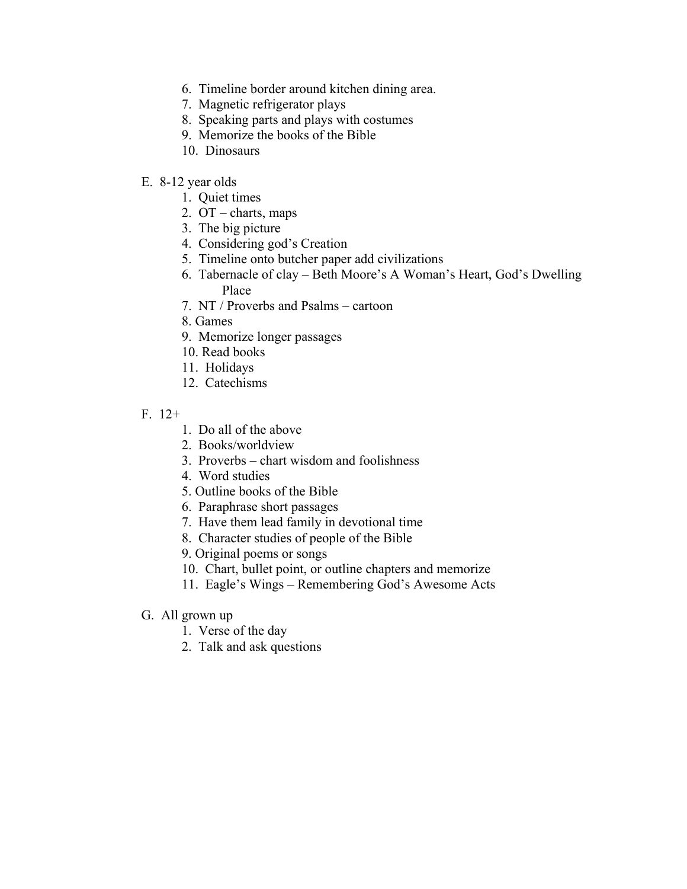6. Timeline border around kitchen dining area.
7. Magnetic refrigerator plays
8. Speaking parts and plays with costumes
9. Memorize the books of the Bible
10. Dinosaurs

E. 8-12 year olds

1. Quiet times
2. OT – charts, maps
3. The big picture
4. Considering god's Creation
5. Timeline onto butcher paper add civilizations
6. Tabernacle of clay – Beth Moore's A Woman's Heart, God's Dwelling Place
7. NT / Proverbs and Psalms – cartoon
8. Games
9. Memorize longer passages
10. Read books
11. Holidays
12. Catechisms

F. 12+

1. Do all of the above
2. Books/worldview
3. Proverbs – chart wisdom and foolishness
4. Word studies
5. Outline books of the Bible
6. Paraphrase short passages
7. Have them lead family in devotional time
8. Character studies of people of the Bible
9. Original poems or songs
10. Chart, bullet point, or outline chapters and memorize
11. Eagle's Wings – Remembering God's Awesome Acts

G. All grown up

1. Verse of the day
2. Talk and ask questions